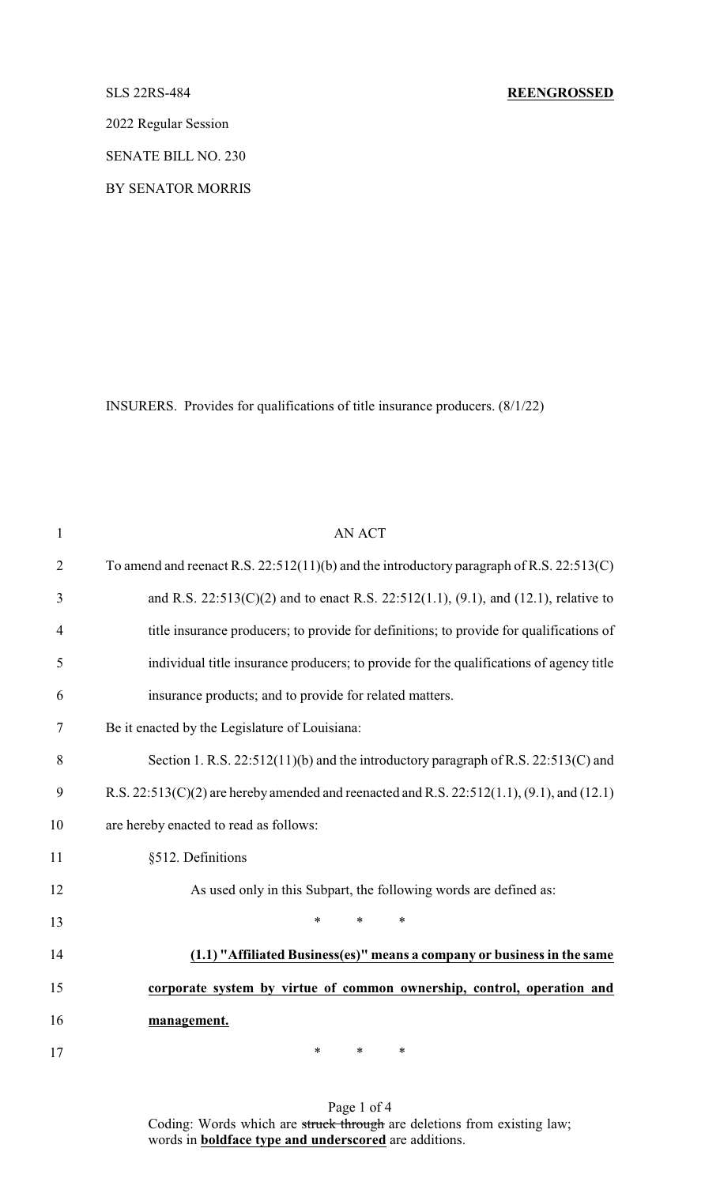SLS 22RS-484 **REENGROSSED**

2022 Regular Session

SENATE BILL NO. 230

BY SENATOR MORRIS

INSURERS. Provides for qualifications of title insurance producers. (8/1/22)

AN ACT

To amend and reenact R.S. 22:512(11)(b) and the introductory paragraph of R.S. 22:513(C) and R.S. 22:513(C)(2) and to enact R.S. 22:512(1.1), (9.1), and (12.1), relative to title insurance producers; to provide for definitions; to provide for qualifications of individual title insurance producers; to provide for the qualifications of agency title insurance products; and to provide for related matters.

Be it enacted by the Legislature of Louisiana:

Section 1. R.S. 22:512(11)(b) and the introductory paragraph of R.S. 22:513(C) and R.S. 22:513(C)(2) are hereby amended and reenacted and R.S. 22:512(1.1), (9.1), and (12.1) are hereby enacted to read as follows:

§512. Definitions

As used only in this Subpart, the following words are defined as:

\* \* \*

**(1.1) "Affiliated Business(es)" means a company or business in the same corporate system by virtue of common ownership, control, operation and management.**

\* \* \*

Coding: Words which are ~~struck through~~ are deletions from existing law; words in **boldface type and underscored** are additions.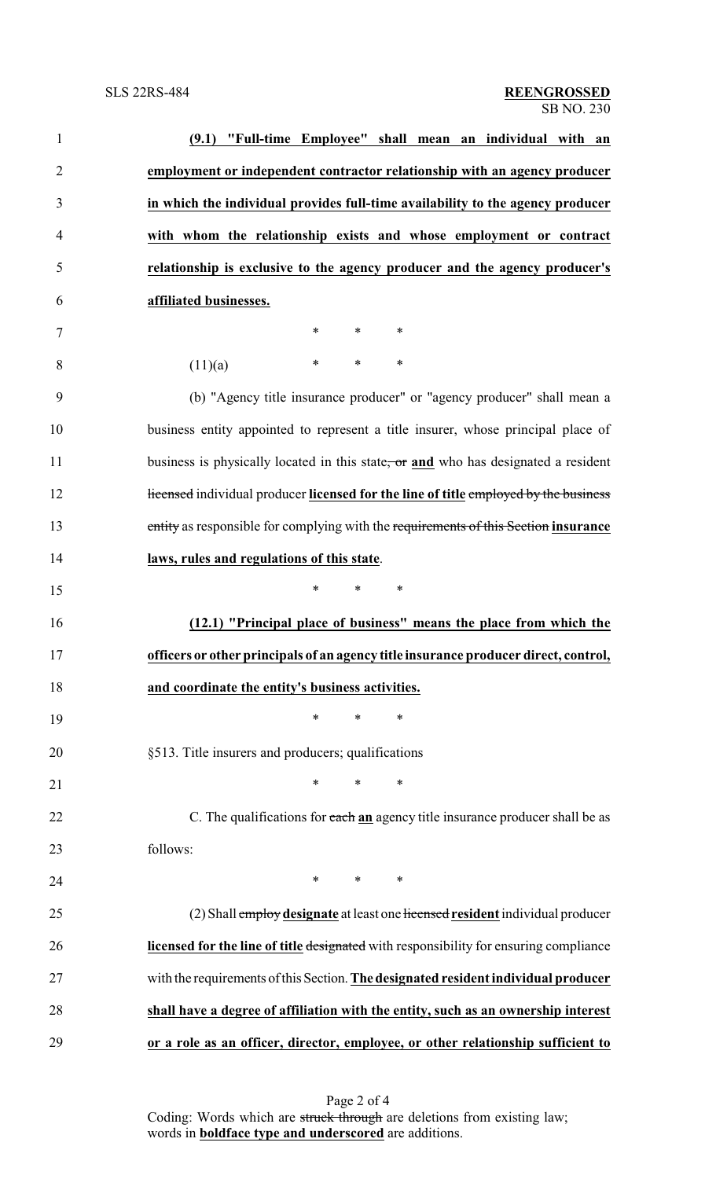**(9.1) "Full-time Employee" shall mean an individual with an employment or independent contractor relationship with an agency producer in which the individual provides full-time availability to the agency producer with whom the relationship exists and whose employment or contract relationship is exclusive to the agency producer and the agency producer's affiliated businesses.**

\* \* \*

(11)(a) \* \* \*

(b) "Agency title insurance producer" or "agency producer" shall mean a business entity appointed to represent a title insurer, whose principal place of business is physically located in this state, ~~or~~ **and** who has designated a resident ~~licensed~~ individual producer **licensed for the line of title** ~~employed by the business entity~~ as responsible for complying with the ~~requirements of this Section~~ **insurance laws, rules and regulations of this state**.

\* \* \*

**(12.1) "Principal place of business" means the place from which the officers or other principals of an agency title insurance producer direct, control, and coordinate the entity's business activities.**

\* \* \*

§513. Title insurers and producers; qualifications

\* \* \*

C. The qualifications for ~~each~~ **an** agency title insurance producer shall be as follows:

\* \* \*

(2) Shall ~~employ~~ **designate** at least one ~~licensed~~ **resident** individual producer **licensed for the line of title** ~~designated~~ with responsibility for ensuring compliance with the requirements of this Section. **The designated resident individual producer shall have a degree of affiliation with the entity, such as an ownership interest or a role as an officer, director, employee, or other relationship sufficient to**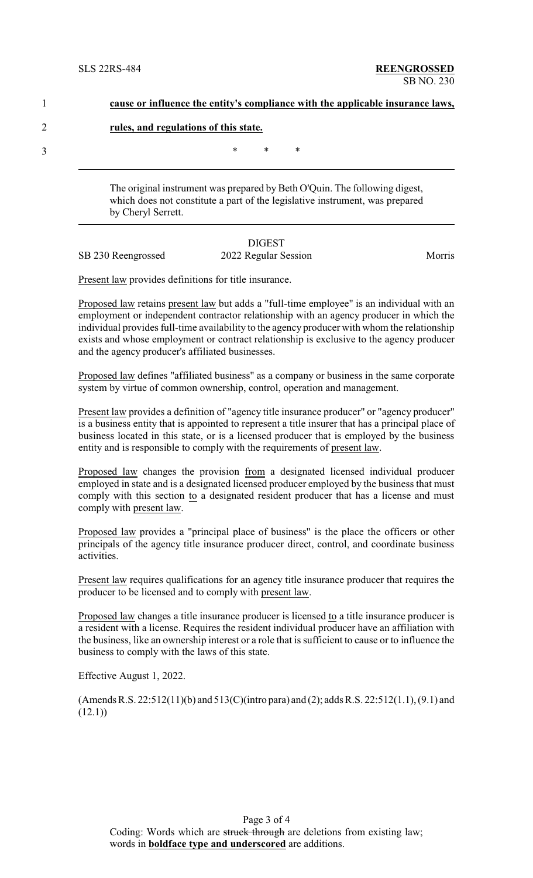1 **cause or influence the entity's compliance with the applicable insurance laws,**

2 **rules, and regulations of this state.**

3 \* \* \*

---

The original instrument was prepared by Beth O'Quin. The following digest, which does not constitute a part of the legislative instrument, was prepared by Cheryl Serrett.

---

DIGEST

SB 230 Reengrossed 2022 Regular Session Morris

Present law provides definitions for title insurance.

Proposed law retains present law but adds a "full-time employee" is an individual with an employment or independent contractor relationship with an agency producer in which the individual provides full-time availability to the agency producer with whom the relationship exists and whose employment or contract relationship is exclusive to the agency producer and the agency producer's affiliated businesses.

Proposed law defines "affiliated business" as a company or business in the same corporate system by virtue of common ownership, control, operation and management.

Present law provides a definition of "agency title insurance producer" or "agency producer" is a business entity that is appointed to represent a title insurer that has a principal place of business located in this state, or is a licensed producer that is employed by the business entity and is responsible to comply with the requirements of present law.

Proposed law changes the provision from a designated licensed individual producer employed in state and is a designated licensed producer employed by the business that must comply with this section to a designated resident producer that has a license and must comply with present law.

Proposed law provides a "principal place of business" is the place the officers or other principals of the agency title insurance producer direct, control, and coordinate business activities.

Present law requires qualifications for an agency title insurance producer that requires the producer to be licensed and to comply with present law.

Proposed law changes a title insurance producer is licensed to a title insurance producer is a resident with a license. Requires the resident individual producer have an affiliation with the business, like an ownership interest or a role that is sufficient to cause or to influence the business to comply with the laws of this state.

Effective August 1, 2022.

(Amends R.S. 22:512(11)(b) and 513(C)(intro para) and (2); adds R.S. 22:512(1.1), (9.1) and (12.1))

Coding: Words which are ~~struck through~~ are deletions from existing law; words in **boldface type and underscored** are additions.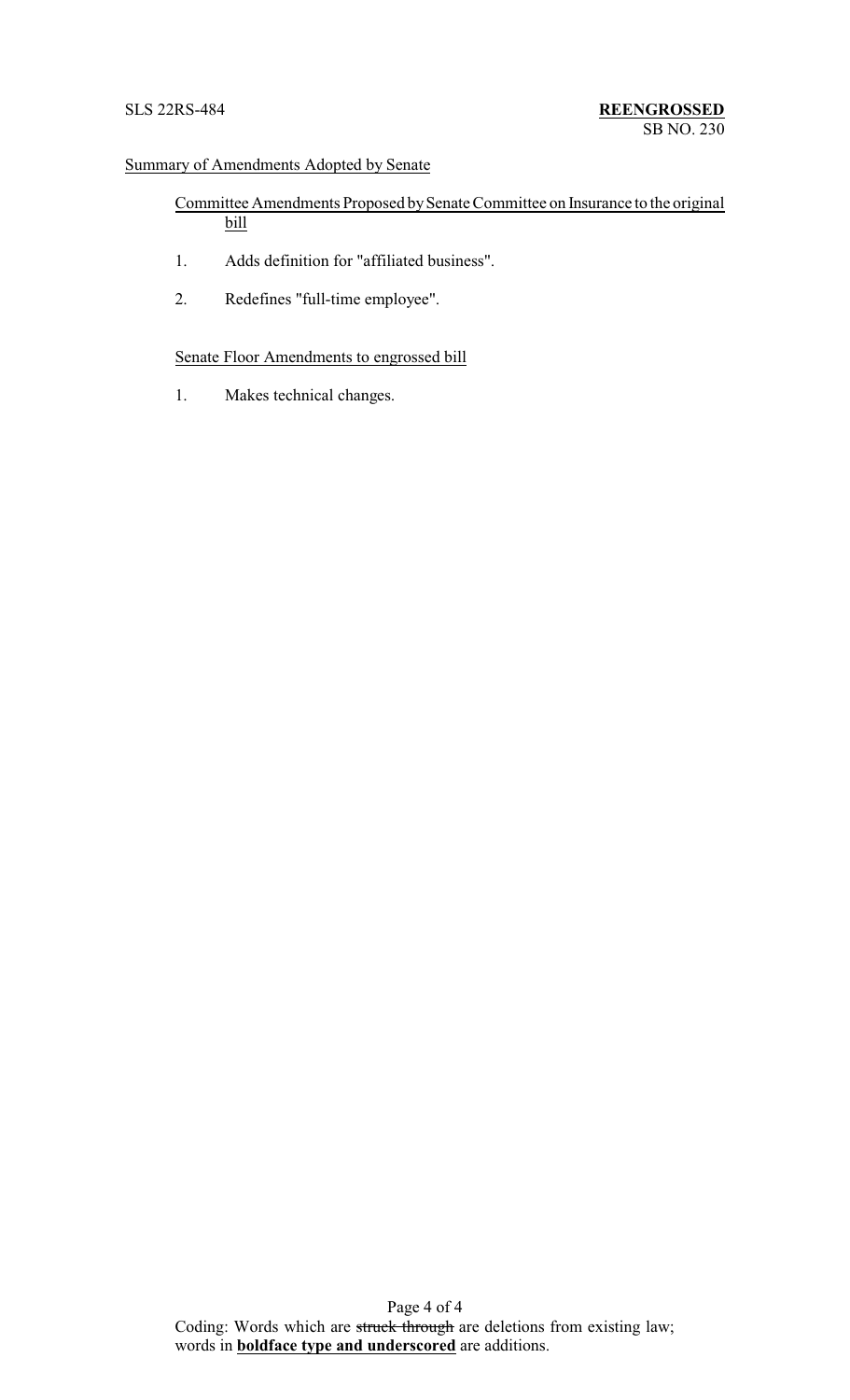Summary of Amendments Adopted by Senate

Committee Amendments Proposed by Senate Committee on Insurance to the original bill

1. Adds definition for "affiliated business".

2. Redefines "full-time employee".

Senate Floor Amendments to engrossed bill

1. Makes technical changes.